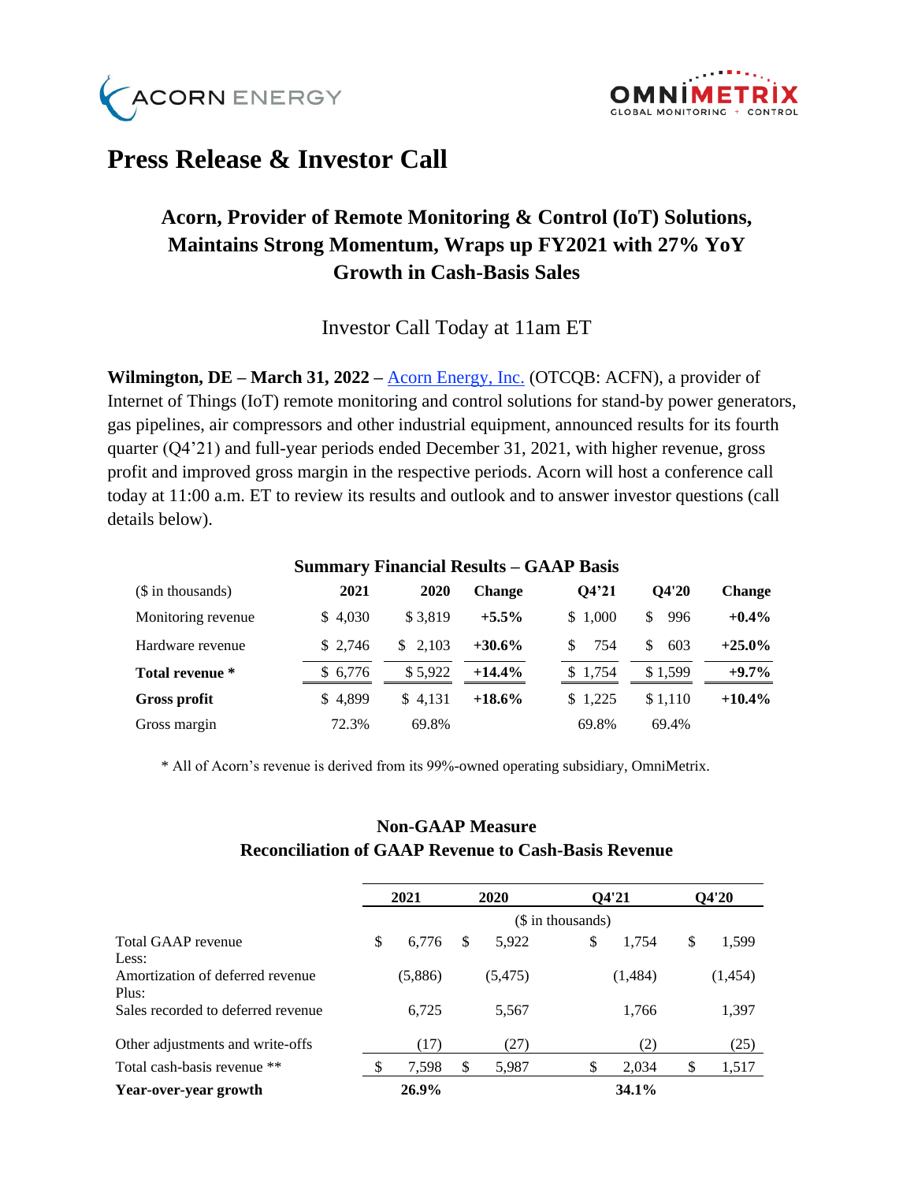ACORN ENERGY

OMNIMETRIX GLOBAL MONITORING + CONTROL

# Press Release & Investor Call

## Acorn, Provider of Remote Monitoring & Control (IoT) Solutions, Maintains Strong Momentum, Wraps up FY2021 with 27% YoY Growth in Cash-Basis Sales

Investor Call Today at 11am ET

**Wilmington, DE – March 31, 2022 –** Acorn Energy, Inc. (OTCQB: ACFN), a provider of Internet of Things (IoT) remote monitoring and control solutions for stand-by power generators, gas pipelines, air compressors and other industrial equipment, announced results for its fourth quarter (Q4'21) and full-year periods ended December 31, 2021, with higher revenue, gross profit and improved gross margin in the respective periods. Acorn will host a conference call today at 11:00 a.m. ET to review its results and outlook and to answer investor questions (call details below).

**Summary Financial Results – GAAP Basis**

| ($ in thousands) | 2021 | 2020 | Change | Q4'21 | Q4'20 | Change |
|---|---|---|---|---|---|---|
| Monitoring revenue | $ 4,030 | $ 3,819 | **+5.5%** | $ 1,000 | $ 996 | **+0.4%** |
| Hardware revenue | $ 2,746 | $ 2,103 | **+30.6%** | $ 754 | $ 603 | **+25.0%** |
| **Total revenue *** | $ 6,776 | $ 5,922 | **+14.4%** | $ 1,754 | $ 1,599 | **+9.7%** |
| **Gross profit** | $ 4,899 | $ 4,131 | **+18.6%** | $ 1,225 | $ 1,110 | **+10.4%** |
| Gross margin | 72.3% | 69.8% | | 69.8% | 69.4% | |

* All of Acorn's revenue is derived from its 99%-owned operating subsidiary, OmniMetrix.

**Non-GAAP Measure**
**Reconciliation of GAAP Revenue to Cash-Basis Revenue**

| | 2021 | 2020 | Q4'21 | Q4'20 |
|---|---|---|---|---|
| | ($ in thousands) | | | |
| Total GAAP revenue | $ 6,776 | $ 5,922 | $ 1,754 | $ 1,599 |
| Less: | | | | |
| Amortization of deferred revenue | (5,886) | (5,475) | (1,484) | (1,454) |
| Plus: | | | | |
| Sales recorded to deferred revenue | 6,725 | 5,567 | 1,766 | 1,397 |
| Other adjustments and write-offs | (17) | (27) | (2) | (25) |
| Total cash-basis revenue ** | $ 7,598 | $ 5,987 | $ 2,034 | $ 1,517 |
| **Year-over-year growth** | **26.9%** | | **34.1%** | |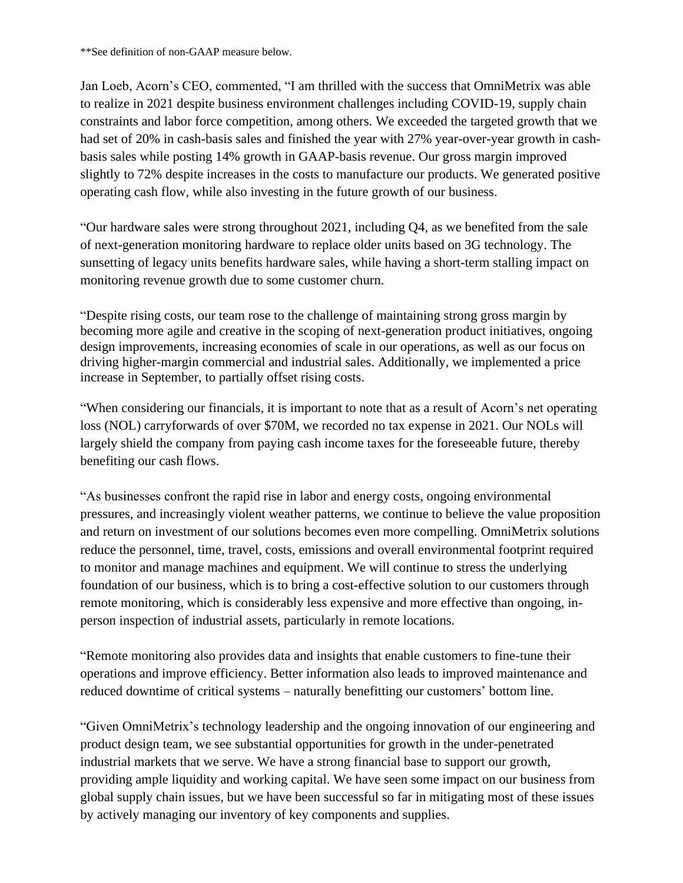**See definition of non-GAAP measure below.

Jan Loeb, Acorn's CEO, commented, "I am thrilled with the success that OmniMetrix was able to realize in 2021 despite business environment challenges including COVID-19, supply chain constraints and labor force competition, among others. We exceeded the targeted growth that we had set of 20% in cash-basis sales and finished the year with 27% year-over-year growth in cash-basis sales while posting 14% growth in GAAP-basis revenue. Our gross margin improved slightly to 72% despite increases in the costs to manufacture our products. We generated positive operating cash flow, while also investing in the future growth of our business.

"Our hardware sales were strong throughout 2021, including Q4, as we benefited from the sale of next-generation monitoring hardware to replace older units based on 3G technology. The sunsetting of legacy units benefits hardware sales, while having a short-term stalling impact on monitoring revenue growth due to some customer churn.

"Despite rising costs, our team rose to the challenge of maintaining strong gross margin by becoming more agile and creative in the scoping of next-generation product initiatives, ongoing design improvements, increasing economies of scale in our operations, as well as our focus on driving higher-margin commercial and industrial sales. Additionally, we implemented a price increase in September, to partially offset rising costs.

"When considering our financials, it is important to note that as a result of Acorn's net operating loss (NOL) carryforwards of over $70M, we recorded no tax expense in 2021. Our NOLs will largely shield the company from paying cash income taxes for the foreseeable future, thereby benefiting our cash flows.

"As businesses confront the rapid rise in labor and energy costs, ongoing environmental pressures, and increasingly violent weather patterns, we continue to believe the value proposition and return on investment of our solutions becomes even more compelling. OmniMetrix solutions reduce the personnel, time, travel, costs, emissions and overall environmental footprint required to monitor and manage machines and equipment. We will continue to stress the underlying foundation of our business, which is to bring a cost-effective solution to our customers through remote monitoring, which is considerably less expensive and more effective than ongoing, in-person inspection of industrial assets, particularly in remote locations.

"Remote monitoring also provides data and insights that enable customers to fine-tune their operations and improve efficiency. Better information also leads to improved maintenance and reduced downtime of critical systems – naturally benefitting our customers' bottom line.

"Given OmniMetrix's technology leadership and the ongoing innovation of our engineering and product design team, we see substantial opportunities for growth in the under-penetrated industrial markets that we serve. We have a strong financial base to support our growth, providing ample liquidity and working capital. We have seen some impact on our business from global supply chain issues, but we have been successful so far in mitigating most of these issues by actively managing our inventory of key components and supplies.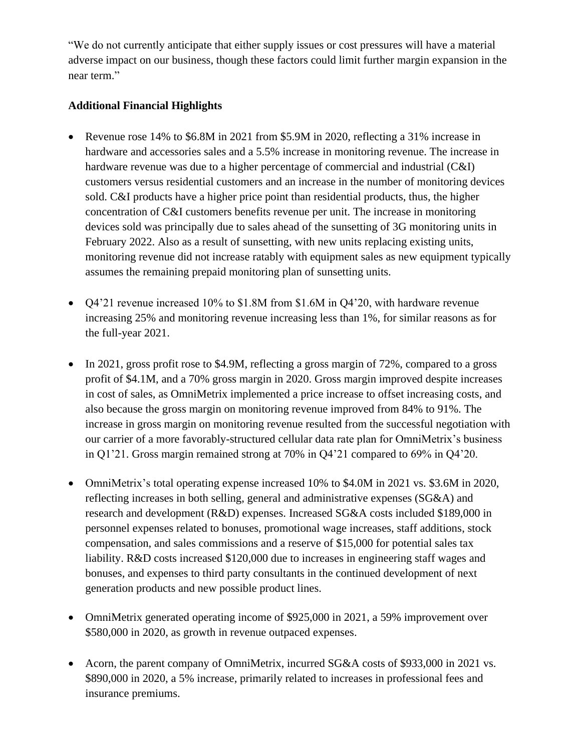"We do not currently anticipate that either supply issues or cost pressures will have a material adverse impact on our business, though these factors could limit further margin expansion in the near term."

**Additional Financial Highlights**

- Revenue rose 14% to $6.8M in 2021 from $5.9M in 2020, reflecting a 31% increase in hardware and accessories sales and a 5.5% increase in monitoring revenue. The increase in hardware revenue was due to a higher percentage of commercial and industrial (C&I) customers versus residential customers and an increase in the number of monitoring devices sold. C&I products have a higher price point than residential products, thus, the higher concentration of C&I customers benefits revenue per unit. The increase in monitoring devices sold was principally due to sales ahead of the sunsetting of 3G monitoring units in February 2022. Also as a result of sunsetting, with new units replacing existing units, monitoring revenue did not increase ratably with equipment sales as new equipment typically assumes the remaining prepaid monitoring plan of sunsetting units.

- Q4'21 revenue increased 10% to $1.8M from $1.6M in Q4'20, with hardware revenue increasing 25% and monitoring revenue increasing less than 1%, for similar reasons as for the full-year 2021.

- In 2021, gross profit rose to $4.9M, reflecting a gross margin of 72%, compared to a gross profit of $4.1M, and a 70% gross margin in 2020. Gross margin improved despite increases in cost of sales, as OmniMetrix implemented a price increase to offset increasing costs, and also because the gross margin on monitoring revenue improved from 84% to 91%. The increase in gross margin on monitoring revenue resulted from the successful negotiation with our carrier of a more favorably-structured cellular data rate plan for OmniMetrix's business in Q1'21. Gross margin remained strong at 70% in Q4'21 compared to 69% in Q4'20.

- OmniMetrix's total operating expense increased 10% to $4.0M in 2021 vs. $3.6M in 2020, reflecting increases in both selling, general and administrative expenses (SG&A) and research and development (R&D) expenses. Increased SG&A costs included $189,000 in personnel expenses related to bonuses, promotional wage increases, staff additions, stock compensation, and sales commissions and a reserve of $15,000 for potential sales tax liability. R&D costs increased $120,000 due to increases in engineering staff wages and bonuses, and expenses to third party consultants in the continued development of next generation products and new possible product lines.

- OmniMetrix generated operating income of $925,000 in 2021, a 59% improvement over $580,000 in 2020, as growth in revenue outpaced expenses.

- Acorn, the parent company of OmniMetrix, incurred SG&A costs of $933,000 in 2021 vs. $890,000 in 2020, a 5% increase, primarily related to increases in professional fees and insurance premiums.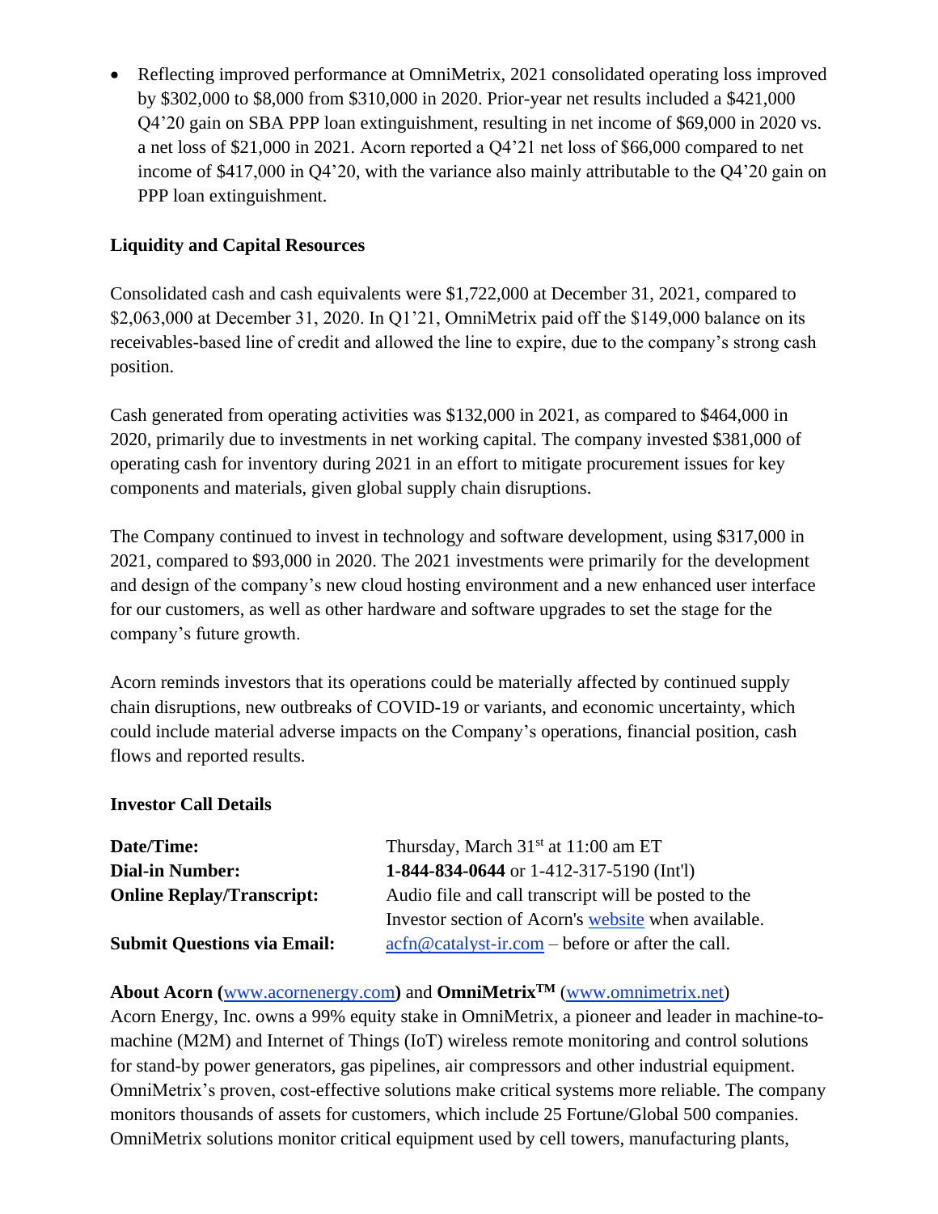- Reflecting improved performance at OmniMetrix, 2021 consolidated operating loss improved by $302,000 to $8,000 from $310,000 in 2020. Prior-year net results included a $421,000 Q4'20 gain on SBA PPP loan extinguishment, resulting in net income of $69,000 in 2020 vs. a net loss of $21,000 in 2021. Acorn reported a Q4'21 net loss of $66,000 compared to net income of $417,000 in Q4'20, with the variance also mainly attributable to the Q4'20 gain on PPP loan extinguishment.

**Liquidity and Capital Resources**

Consolidated cash and cash equivalents were $1,722,000 at December 31, 2021, compared to $2,063,000 at December 31, 2020. In Q1'21, OmniMetrix paid off the $149,000 balance on its receivables-based line of credit and allowed the line to expire, due to the company's strong cash position.

Cash generated from operating activities was $132,000 in 2021, as compared to $464,000 in 2020, primarily due to investments in net working capital. The company invested $381,000 of operating cash for inventory during 2021 in an effort to mitigate procurement issues for key components and materials, given global supply chain disruptions.

The Company continued to invest in technology and software development, using $317,000 in 2021, compared to $93,000 in 2020. The 2021 investments were primarily for the development and design of the company's new cloud hosting environment and a new enhanced user interface for our customers, as well as other hardware and software upgrades to set the stage for the company's future growth.

Acorn reminds investors that its operations could be materially affected by continued supply chain disruptions, new outbreaks of COVID-19 or variants, and economic uncertainty, which could include material adverse impacts on the Company's operations, financial position, cash flows and reported results.

**Investor Call Details**

| | |
|---|---|
| **Date/Time:** | Thursday, March 31st at 11:00 am ET |
| **Dial-in Number:** | **1-844-834-0644** or 1-412-317-5190 (Int'l) |
| **Online Replay/Transcript:** | Audio file and call transcript will be posted to the Investor section of Acorn's website when available. |
| **Submit Questions via Email:** | acfn@catalyst-ir.com – before or after the call. |

**About Acorn (**www.acornenergy.com**)** and **OmniMetrix™** (www.omnimetrix.net)
Acorn Energy, Inc. owns a 99% equity stake in OmniMetrix, a pioneer and leader in machine-to-machine (M2M) and Internet of Things (IoT) wireless remote monitoring and control solutions for stand-by power generators, gas pipelines, air compressors and other industrial equipment. OmniMetrix's proven, cost-effective solutions make critical systems more reliable. The company monitors thousands of assets for customers, which include 25 Fortune/Global 500 companies. OmniMetrix solutions monitor critical equipment used by cell towers, manufacturing plants,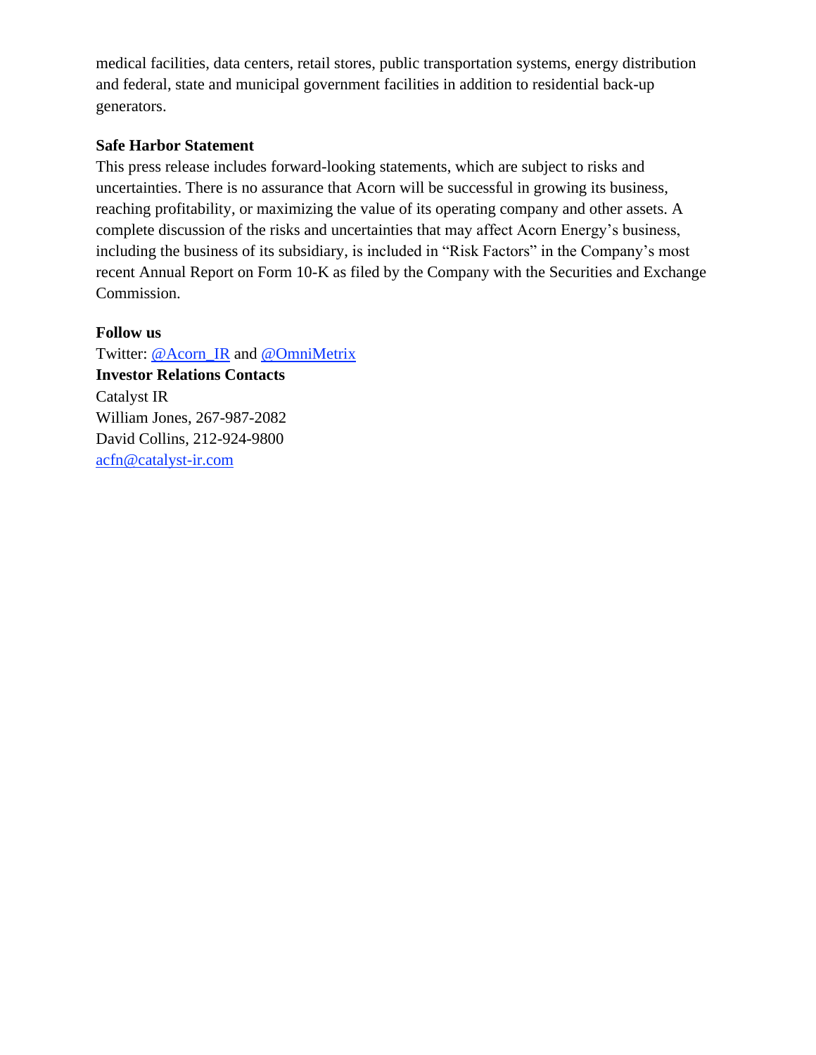medical facilities, data centers, retail stores, public transportation systems, energy distribution and federal, state and municipal government facilities in addition to residential back-up generators.

**Safe Harbor Statement**

This press release includes forward-looking statements, which are subject to risks and uncertainties. There is no assurance that Acorn will be successful in growing its business, reaching profitability, or maximizing the value of its operating company and other assets. A complete discussion of the risks and uncertainties that may affect Acorn Energy's business, including the business of its subsidiary, is included in "Risk Factors" in the Company's most recent Annual Report on Form 10-K as filed by the Company with the Securities and Exchange Commission.

**Follow us**

Twitter: @Acorn_IR and @OmniMetrix

**Investor Relations Contacts**

Catalyst IR

William Jones, 267-987-2082

David Collins, 212-924-9800

acfn@catalyst-ir.com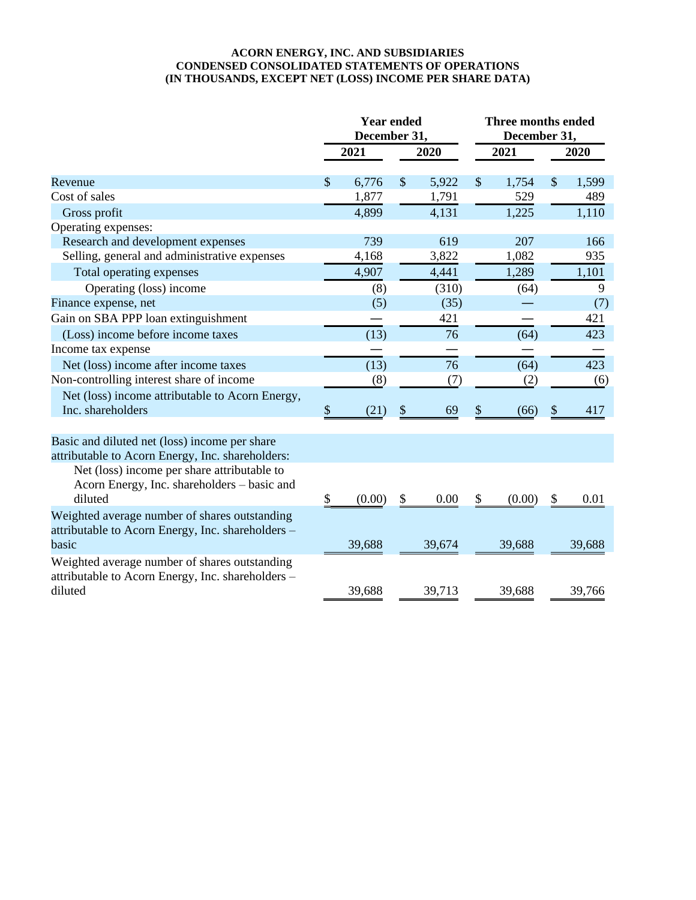**ACORN ENERGY, INC. AND SUBSIDIARIES**
**CONDENSED CONSOLIDATED STATEMENTS OF OPERATIONS**
**(IN THOUSANDS, EXCEPT NET (LOSS) INCOME PER SHARE DATA)**

| | Year ended December 31, | | Three months ended December 31, | |
|---|---|---|---|---|
| | 2021 | 2020 | 2021 | 2020 |
| Revenue | $ 6,776 | $ 5,922 | $ 1,754 | $ 1,599 |
| Cost of sales | 1,877 | 1,791 | 529 | 489 |
| Gross profit | 4,899 | 4,131 | 1,225 | 1,110 |
| Operating expenses: | | | | |
| Research and development expenses | 739 | 619 | 207 | 166 |
| Selling, general and administrative expenses | 4,168 | 3,822 | 1,082 | 935 |
| Total operating expenses | 4,907 | 4,441 | 1,289 | 1,101 |
| Operating (loss) income | (8) | (310) | (64) | 9 |
| Finance expense, net | (5) | (35) | — | (7) |
| Gain on SBA PPP loan extinguishment | — | 421 | — | 421 |
| (Loss) income before income taxes | (13) | 76 | (64) | 423 |
| Income tax expense | — | — | — | — |
| Net (loss) income after income taxes | (13) | 76 | (64) | 423 |
| Non-controlling interest share of income | (8) | (7) | (2) | (6) |
| Net (loss) income attributable to Acorn Energy, Inc. shareholders | $ (21) | $ 69 | $ (66) | $ 417 |
| Basic and diluted net (loss) income per share attributable to Acorn Energy, Inc. shareholders: | | | | |
| Net (loss) income per share attributable to Acorn Energy, Inc. shareholders – basic and diluted | $ (0.00) | $ 0.00 | $ (0.00) | $ 0.01 |
| Weighted average number of shares outstanding attributable to Acorn Energy, Inc. shareholders – basic | 39,688 | 39,674 | 39,688 | 39,688 |
| Weighted average number of shares outstanding attributable to Acorn Energy, Inc. shareholders – diluted | 39,688 | 39,713 | 39,688 | 39,766 |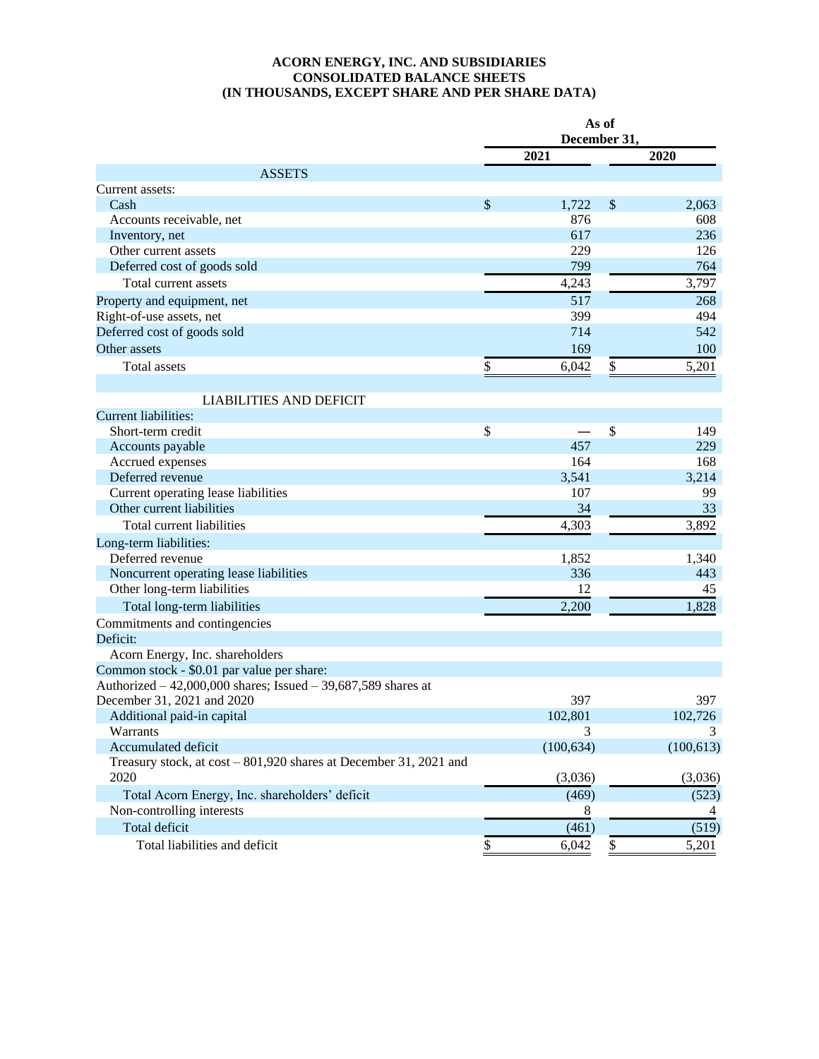**ACORN ENERGY, INC. AND SUBSIDIARIES**
**CONSOLIDATED BALANCE SHEETS**
**(IN THOUSANDS, EXCEPT SHARE AND PER SHARE DATA)**

| | As of December 31, | |
|---|---|---|
| | **2021** | **2020** |
| ASSETS | | |
| Current assets: | | |
| Cash | $ 1,722 | $ 2,063 |
| Accounts receivable, net | 876 | 608 |
| Inventory, net | 617 | 236 |
| Other current assets | 229 | 126 |
| Deferred cost of goods sold | 799 | 764 |
| Total current assets | 4,243 | 3,797 |
| Property and equipment, net | 517 | 268 |
| Right-of-use assets, net | 399 | 494 |
| Deferred cost of goods sold | 714 | 542 |
| Other assets | 169 | 100 |
| Total assets | $ 6,042 | $ 5,201 |
| | | |
| LIABILITIES AND DEFICIT | | |
| Current liabilities: | | |
| Short-term credit | $ — | $ 149 |
| Accounts payable | 457 | 229 |
| Accrued expenses | 164 | 168 |
| Deferred revenue | 3,541 | 3,214 |
| Current operating lease liabilities | 107 | 99 |
| Other current liabilities | 34 | 33 |
| Total current liabilities | 4,303 | 3,892 |
| Long-term liabilities: | | |
| Deferred revenue | 1,852 | 1,340 |
| Noncurrent operating lease liabilities | 336 | 443 |
| Other long-term liabilities | 12 | 45 |
| Total long-term liabilities | 2,200 | 1,828 |
| Commitments and contingencies | | |
| Deficit: | | |
| Acorn Energy, Inc. shareholders | | |
| Common stock - $0.01 par value per share: | | |
| Authorized – 42,000,000 shares; Issued – 39,687,589 shares at December 31, 2021 and 2020 | 397 | 397 |
| Additional paid-in capital | 102,801 | 102,726 |
| Warrants | 3 | 3 |
| Accumulated deficit | (100,634) | (100,613) |
| Treasury stock, at cost – 801,920 shares at December 31, 2021 and 2020 | (3,036) | (3,036) |
| Total Acorn Energy, Inc. shareholders' deficit | (469) | (523) |
| Non-controlling interests | 8 | 4 |
| Total deficit | (461) | (519) |
| Total liabilities and deficit | $ 6,042 | $ 5,201 |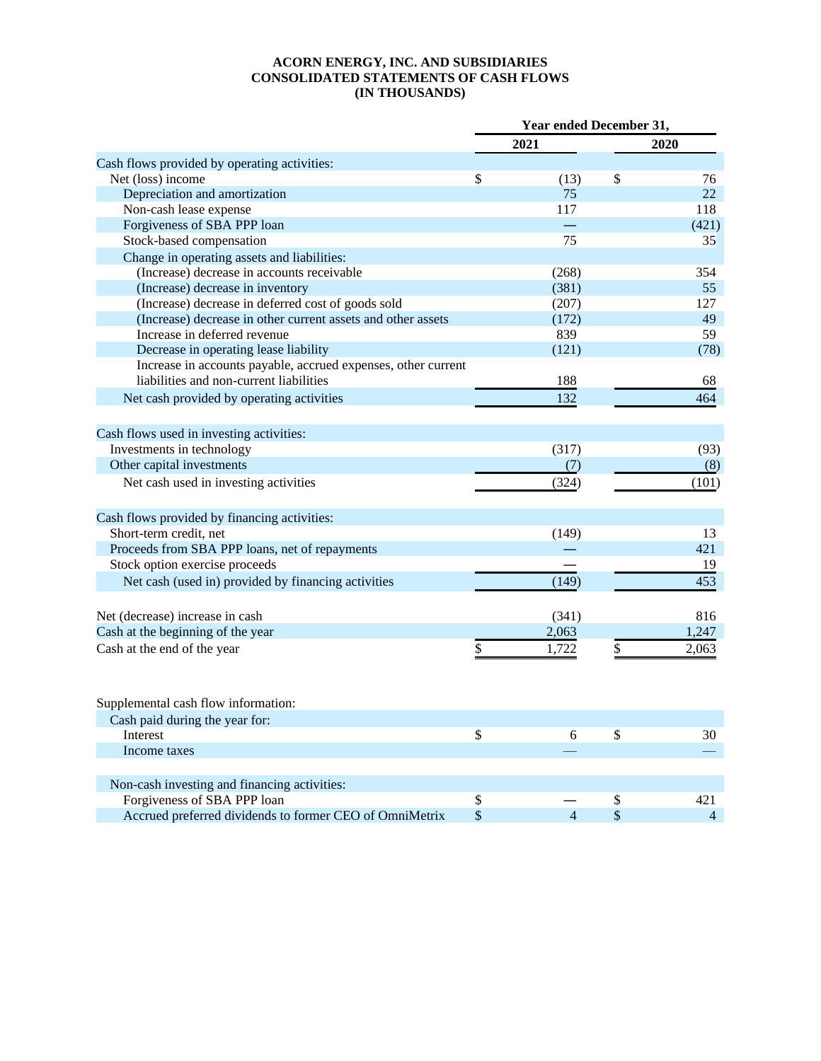**ACORN ENERGY, INC. AND SUBSIDIARIES**
**CONSOLIDATED STATEMENTS OF CASH FLOWS**
**(IN THOUSANDS)**

| | Year ended December 31, | |
|---|---|---|
| | **2021** | **2020** |
| Cash flows provided by operating activities: | | |
| Net (loss) income | $ (13) | $ 76 |
| Depreciation and amortization | 75 | 22 |
| Non-cash lease expense | 117 | 118 |
| Forgiveness of SBA PPP loan | — | (421) |
| Stock-based compensation | 75 | 35 |
| Change in operating assets and liabilities: | | |
| (Increase) decrease in accounts receivable | (268) | 354 |
| (Increase) decrease in inventory | (381) | 55 |
| (Increase) decrease in deferred cost of goods sold | (207) | 127 |
| (Increase) decrease in other current assets and other assets | (172) | 49 |
| Increase in deferred revenue | 839 | 59 |
| Decrease in operating lease liability | (121) | (78) |
| Increase in accounts payable, accrued expenses, other current liabilities and non-current liabilities | 188 | 68 |
| Net cash provided by operating activities | 132 | 464 |
| | | |
| Cash flows used in investing activities: | | |
| Investments in technology | (317) | (93) |
| Other capital investments | (7) | (8) |
| Net cash used in investing activities | (324) | (101) |
| | | |
| Cash flows provided by financing activities: | | |
| Short-term credit, net | (149) | 13 |
| Proceeds from SBA PPP loans, net of repayments | — | 421 |
| Stock option exercise proceeds | — | 19 |
| Net cash (used in) provided by financing activities | (149) | 453 |
| | | |
| Net (decrease) increase in cash | (341) | 816 |
| Cash at the beginning of the year | 2,063 | 1,247 |
| Cash at the end of the year | $ 1,722 | $ 2,063 |
| | | |
| Supplemental cash flow information: | | |
| Cash paid during the year for: | | |
| Interest | $ 6 | $ 30 |
| Income taxes | — | — |
| | | |
| Non-cash investing and financing activities: | | |
| Forgiveness of SBA PPP loan | $ — | $ 421 |
| Accrued preferred dividends to former CEO of OmniMetrix | $ 4 | $ 4 |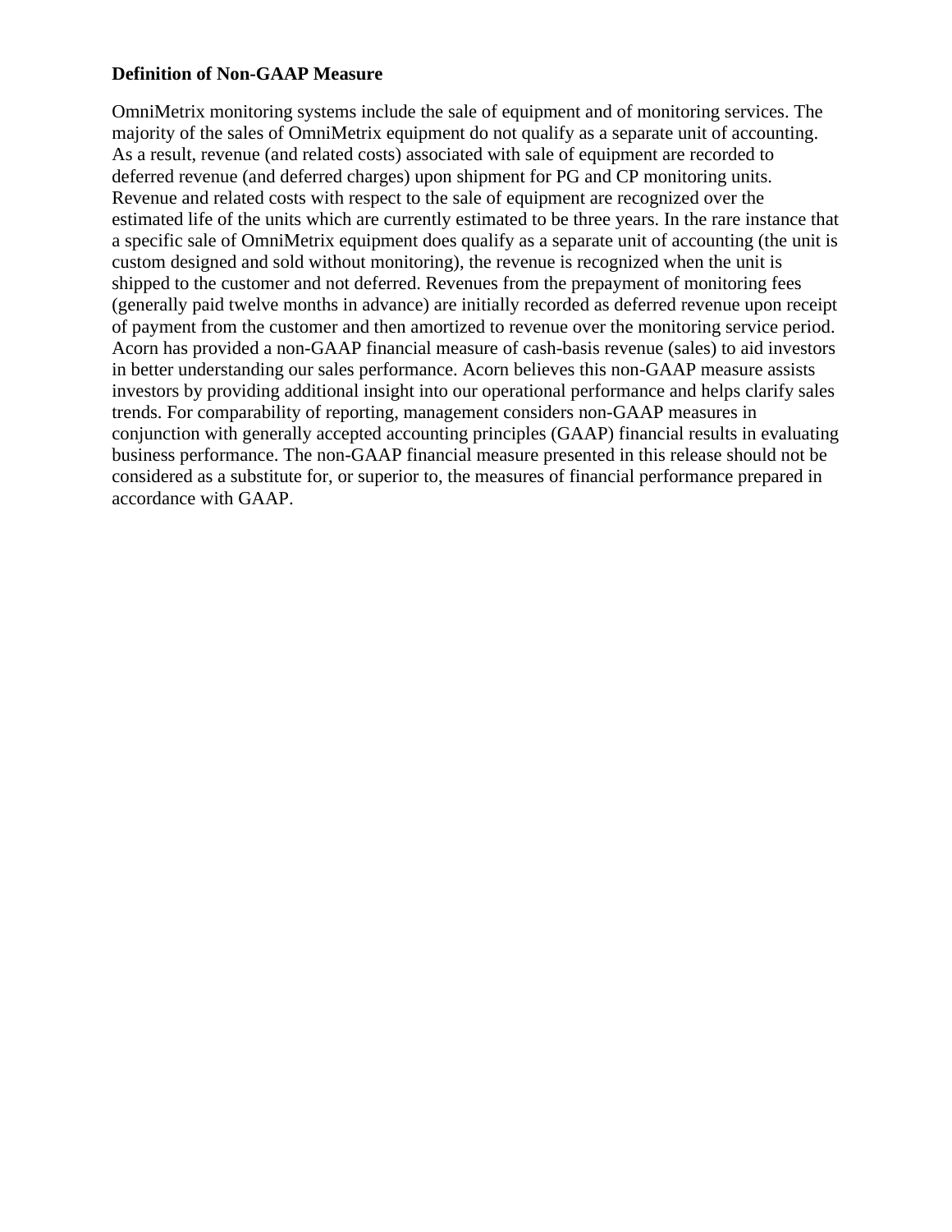**Definition of Non-GAAP Measure**

OmniMetrix monitoring systems include the sale of equipment and of monitoring services. The majority of the sales of OmniMetrix equipment do not qualify as a separate unit of accounting. As a result, revenue (and related costs) associated with sale of equipment are recorded to deferred revenue (and deferred charges) upon shipment for PG and CP monitoring units. Revenue and related costs with respect to the sale of equipment are recognized over the estimated life of the units which are currently estimated to be three years. In the rare instance that a specific sale of OmniMetrix equipment does qualify as a separate unit of accounting (the unit is custom designed and sold without monitoring), the revenue is recognized when the unit is shipped to the customer and not deferred. Revenues from the prepayment of monitoring fees (generally paid twelve months in advance) are initially recorded as deferred revenue upon receipt of payment from the customer and then amortized to revenue over the monitoring service period. Acorn has provided a non-GAAP financial measure of cash-basis revenue (sales) to aid investors in better understanding our sales performance. Acorn believes this non-GAAP measure assists investors by providing additional insight into our operational performance and helps clarify sales trends. For comparability of reporting, management considers non-GAAP measures in conjunction with generally accepted accounting principles (GAAP) financial results in evaluating business performance. The non-GAAP financial measure presented in this release should not be considered as a substitute for, or superior to, the measures of financial performance prepared in accordance with GAAP.